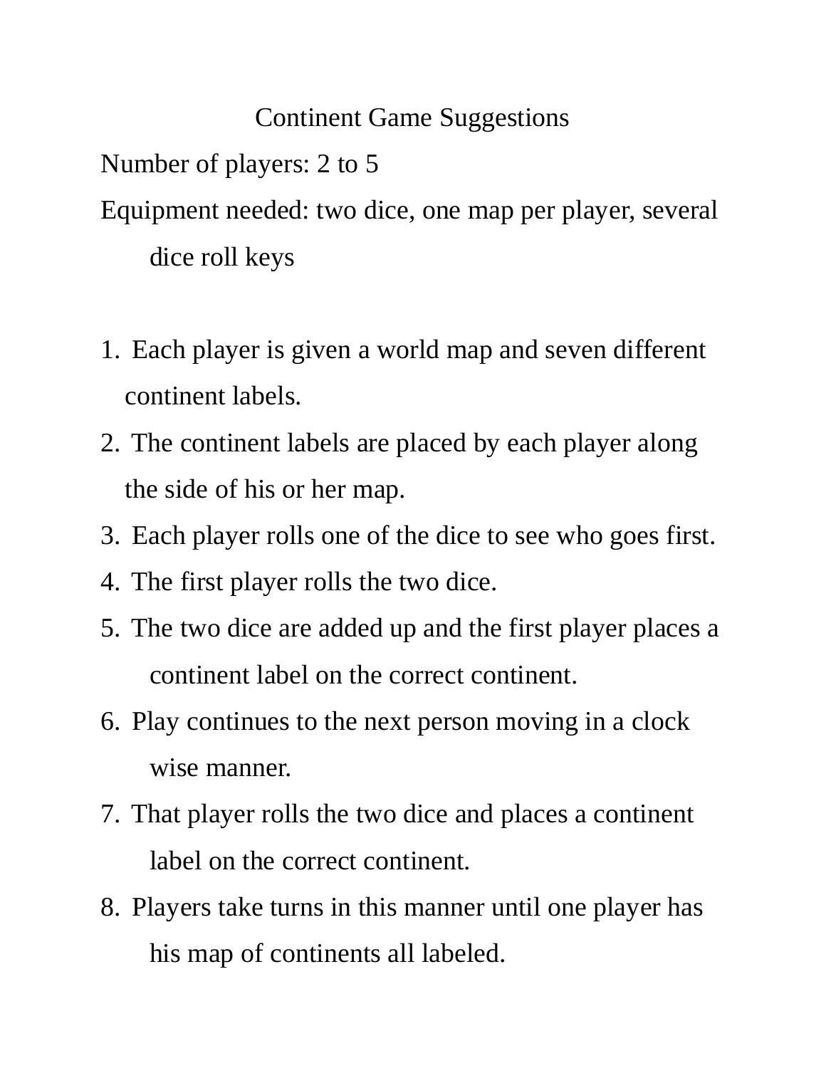# Continent Game Suggestions

Number of players: 2 to 5

Equipment needed: two dice, one map per player, several dice roll keys

1. Each player is given a world map and seven different continent labels.
2. The continent labels are placed by each player along the side of his or her map.
3. Each player rolls one of the dice to see who goes first.
4. The first player rolls the two dice.
5. The two dice are added up and the first player places a continent label on the correct continent.
6. Play continues to the next person moving in a clock wise manner.
7. That player rolls the two dice and places a continent label on the correct continent.
8. Players take turns in this manner until one player has his map of continents all labeled.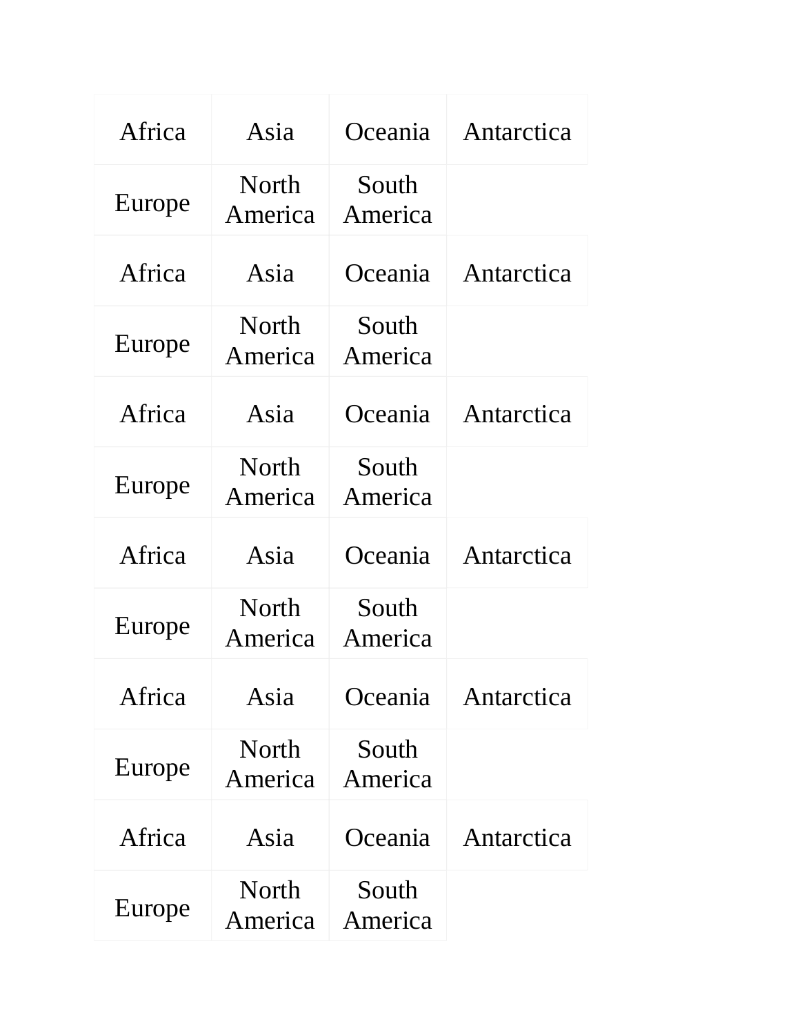| Africa | Asia | Oceania | Antarctica |
|---|---|---|---|
| Europe | North America | South America | |
| Africa | Asia | Oceania | Antarctica |
| Europe | North America | South America | |
| Africa | Asia | Oceania | Antarctica |
| Europe | North America | South America | |
| Africa | Asia | Oceania | Antarctica |
| Europe | North America | South America | |
| Africa | Asia | Oceania | Antarctica |
| Europe | North America | South America | |
| Africa | Asia | Oceania | Antarctica |
| Europe | North America | South America | |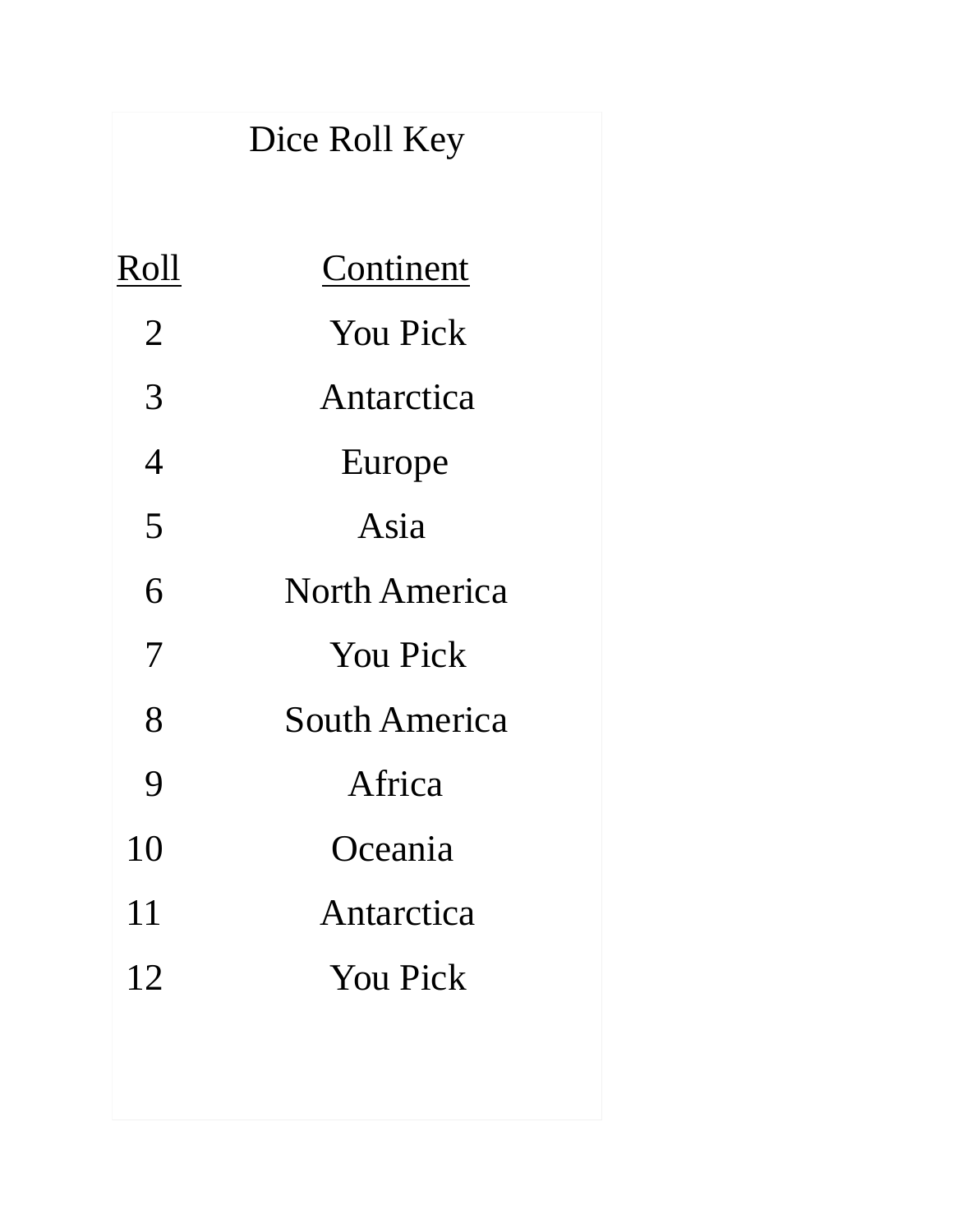## Dice Roll Key

| Roll | Continent |
| --- | --- |
| 2 | You Pick |
| 3 | Antarctica |
| 4 | Europe |
| 5 | Asia |
| 6 | North America |
| 7 | You Pick |
| 8 | South America |
| 9 | Africa |
| 10 | Oceania |
| 11 | Antarctica |
| 12 | You Pick |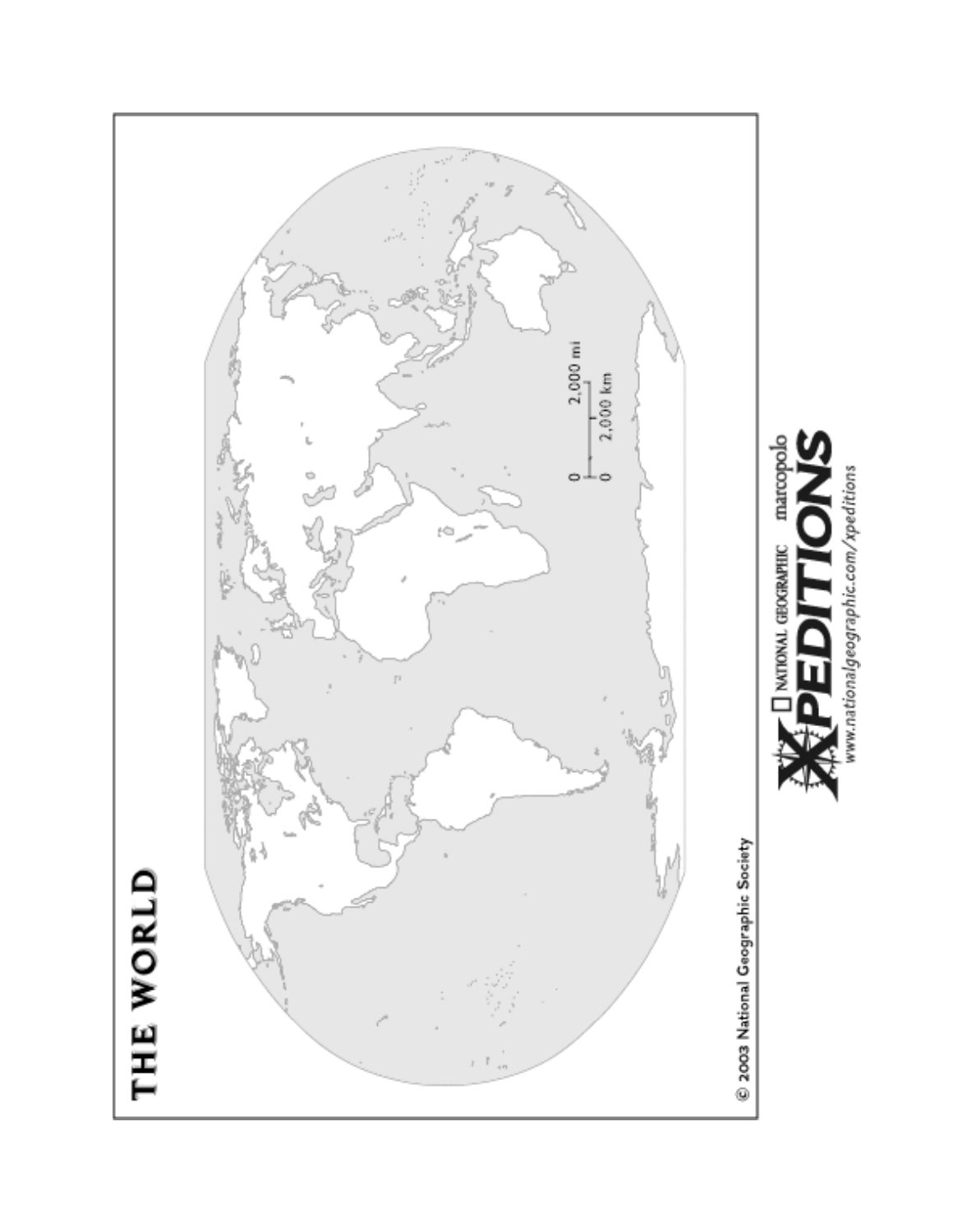# THE WORLD

0 — 2,000 mi

0 — 2,000 km

© 2003 National Geographic Society

NATIONAL GEOGRAPHIC marcopolo

XPEDITIONS

www.nationalgeographic.com/xpeditions